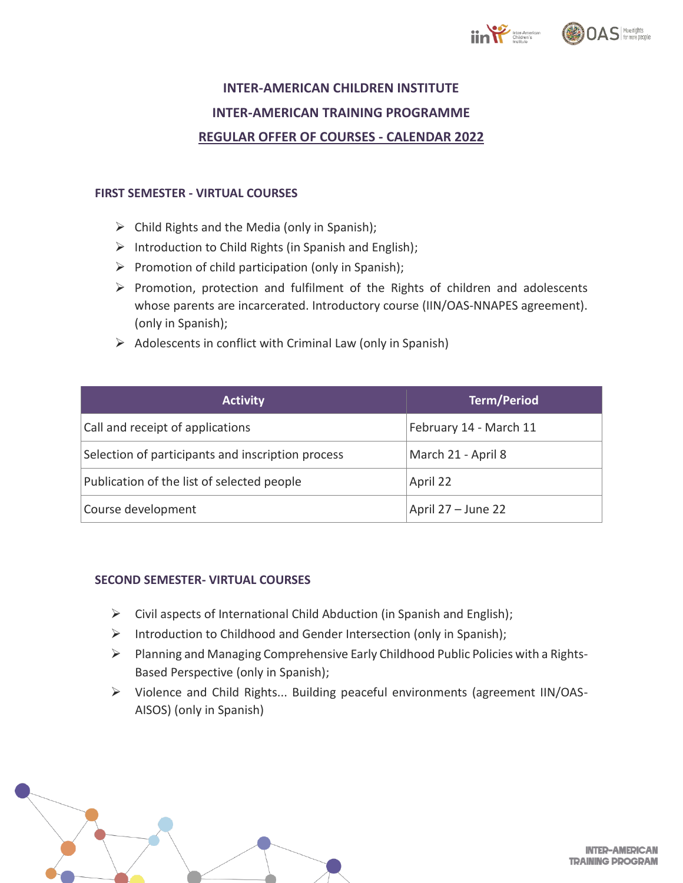# INTER-AMERICAN CHILDREN INSTITUTE

# INTER-AMERICAN TRAINING PROGRAMME

# REGULAR OFFER OF COURSES - CALENDAR 2022

## FIRST SEMESTER - VIRTUAL COURSES

- Child Rights and the Media (only in Spanish);
- Introduction to Child Rights (in Spanish and English);
- Promotion of child participation (only in Spanish);
- Promotion, protection and fulfilment of the Rights of children and adolescents whose parents are incarcerated. Introductory course (IIN/OAS-NNAPES agreement). (only in Spanish);
- Adolescents in conflict with Criminal Law (only in Spanish)

| Activity | Term/Period |
|---|---|
| Call and receipt of applications | February 14 - March 11 |
| Selection of participants and inscription process | March 21 - April 8 |
| Publication of the list of selected people | April 22 |
| Course development | April 27 – June 22 |

## SECOND SEMESTER- VIRTUAL COURSES

- Civil aspects of International Child Abduction (in Spanish and English);
- Introduction to Childhood and Gender Intersection (only in Spanish);
- Planning and Managing Comprehensive Early Childhood Public Policies with a Rights-Based Perspective (only in Spanish);
- Violence and Child Rights... Building peaceful environments (agreement IIN/OAS-AISOS) (only in Spanish)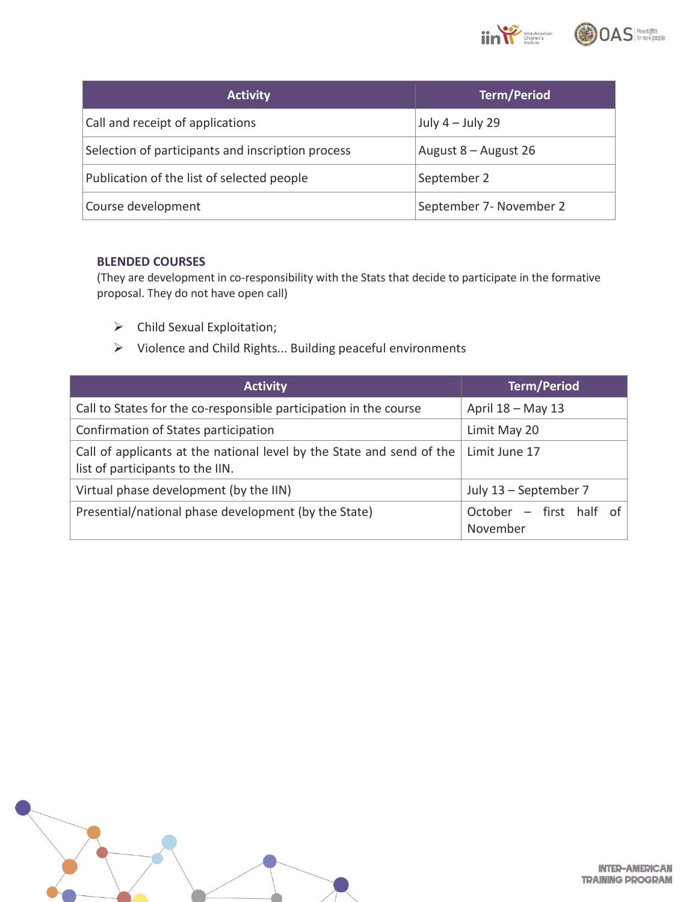| Activity | Term/Period |
|---|---|
| Call and receipt of applications | July 4 – July 29 |
| Selection of participants and inscription process | August 8 – August 26 |
| Publication of the list of selected people | September 2 |
| Course development | September 7- November 2 |

**BLENDED COURSES**

(They are development in co-responsibility with the Stats that decide to participate in the formative proposal. They do not have open call)

- Child Sexual Exploitation;
- Violence and Child Rights... Building peaceful environments

| Activity | Term/Period |
|---|---|
| Call to States for the co-responsible participation in the course | April 18 – May 13 |
| Confirmation of States participation | Limit May 20 |
| Call of applicants at the national level by the State and send of the list of participants to the IIN. | Limit June 17 |
| Virtual phase development (by the IIN) | July 13 – September 7 |
| Presential/national phase development (by the State) | October – first half of November |